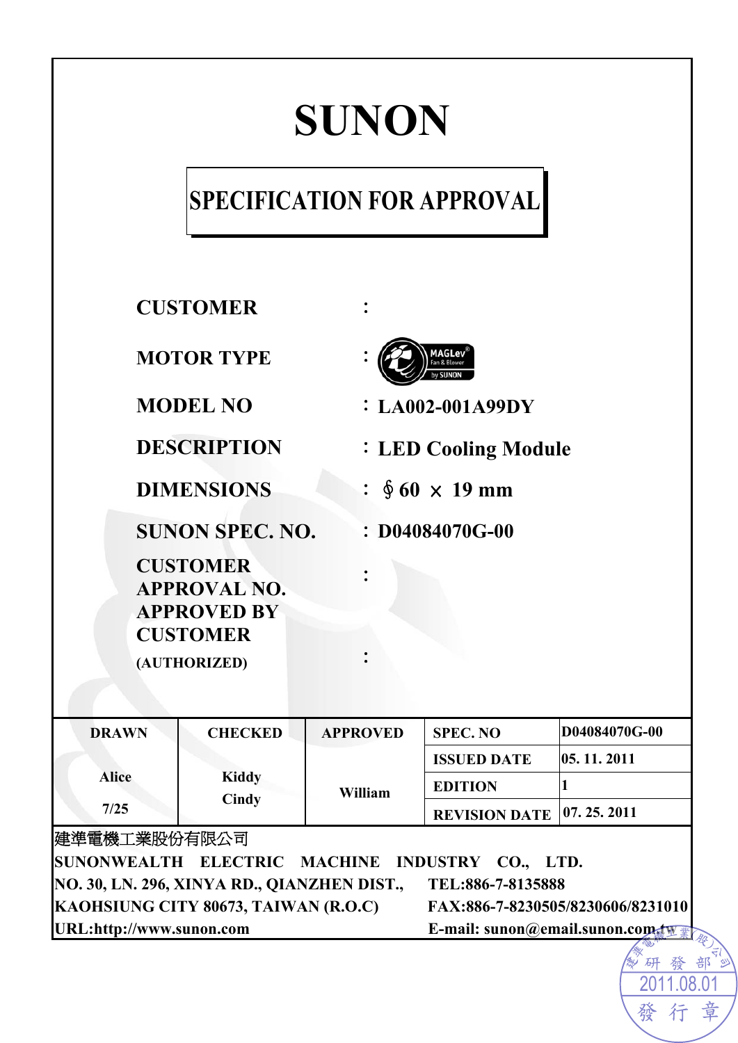# SUNON

## SPECIFICATION FOR APPROVAL

**CUSTOMER** :

**MOTOR TYPE** : MAGLev® Fan & Blower by SUNON

**MODEL NO** : **LA002-001A99DY**

**DESCRIPTION** : **LED Cooling Module**

**DIMENSIONS** : **∮60 × 19 mm**

**SUNON SPEC. NO.** : **D04084070G-00**

**CUSTOMER APPROVAL NO.** :

**APPROVED BY CUSTOMER (AUTHORIZED)** :

| DRAWN | CHECKED | APPROVED | SPEC. NO | D04084070G-00 |
|---|---|---|---|---|
| Alice 7/25 | Kiddy Cindy | William | ISSUED DATE | 05. 11. 2011 |
| | | | EDITION | 1 |
| | | | REVISION DATE | 07. 25. 2011 |

建準電機工業股份有限公司

**SUNONWEALTH ELECTRIC MACHINE INDUSTRY CO., LTD.**

**NO. 30, LN. 296, XINYA RD., QIANZHEN DIST., KAOHSIUNG CITY 80673, TAIWAN (R.O.C)**

**TEL:886-7-8135888**

**FAX:886-7-8230505/8230606/8231010**

**URL:http://www.sunon.com**

**E-mail: sunon@email.sunon.com.tw**

建準電機工業(股)公司 研發部 2011.08.01 發行章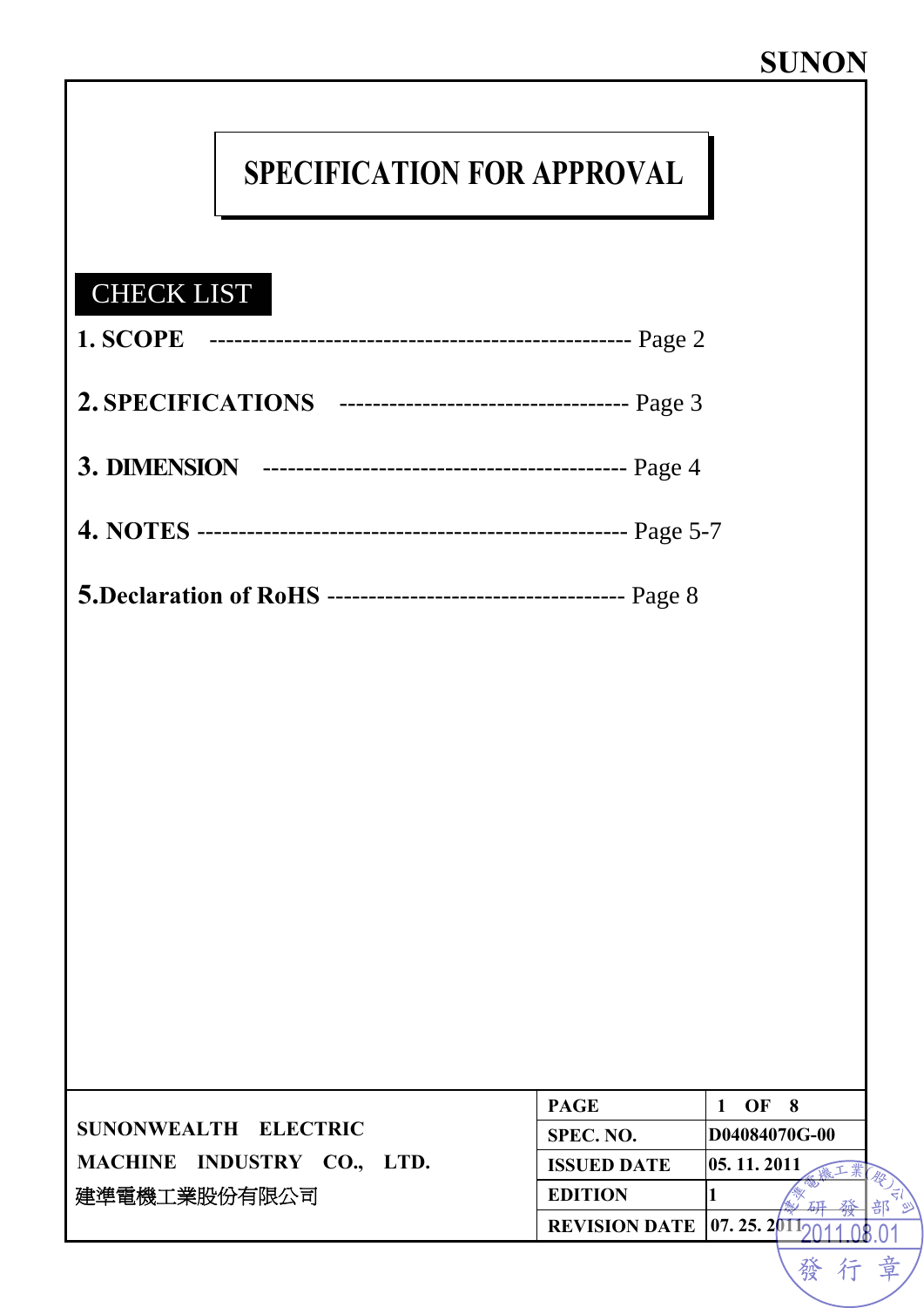# SPECIFICATION FOR APPROVAL

## CHECK LIST

1. **SCOPE** ---------------------------------------------------- Page 2

2. **SPECIFICATIONS** ----------------------------------- Page 3

3. **DIMENSION** -------------------------------------------- Page 4

4. **NOTES** ---------------------------------------------------- Page 5-7

5. **Declaration of RoHS** ------------------------------------ Page 8

**SUNONWEALTH ELECTRIC MACHINE INDUSTRY CO., LTD.**
建準電機工業股份有限公司

| | |
|---|---|
| **PAGE** | **1 OF 8** |
| **SPEC. NO.** | **D04084070G-00** |
| **ISSUED DATE** | **05. 11. 2011** |
| **EDITION** | **1** |
| **REVISION DATE** | **07. 25. 2011** |

建準電機工業(股)公司 研發部 2011.08.01 發行章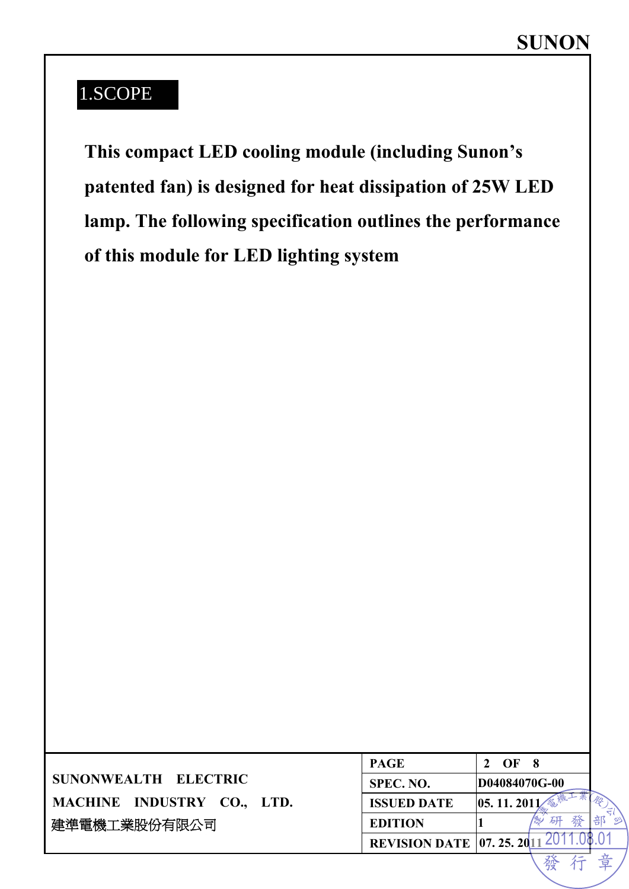## 1.SCOPE

**This compact LED cooling module (including Sunon's patented fan) is designed for heat dissipation of 25W LED lamp. The following specification outlines the performance of this module for LED lighting system**

| SUNONWEALTH ELECTRIC MACHINE INDUSTRY CO., LTD. 建準電機工業股份有限公司 | | |
|---|---|---|
| | SPEC. NO. | D04084070G-00 |
| | ISSUED DATE | 05. 11. 2011 |
| | EDITION | 1 |
| | REVISION DATE | 07. 25. 2011 |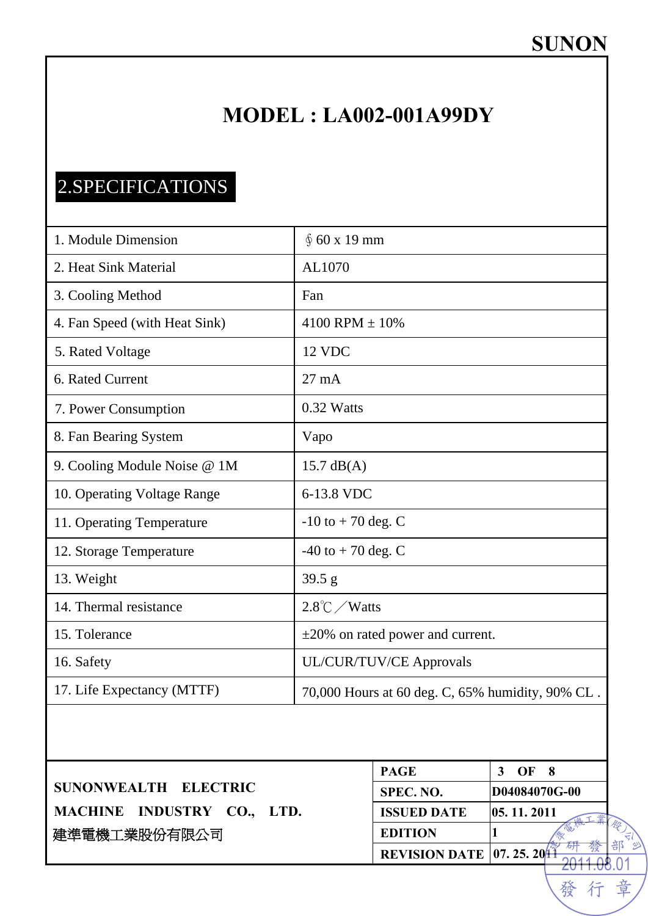SUNON

# MODEL : LA002-001A99DY

## 2.SPECIFICATIONS

| | |
|---|---|
| 1. Module Dimension | ∮60 x 19 mm |
| 2. Heat Sink Material | AL1070 |
| 3. Cooling Method | Fan |
| 4. Fan Speed (with Heat Sink) | 4100 RPM ± 10% |
| 5. Rated Voltage | 12 VDC |
| 6. Rated Current | 27 mA |
| 7. Power Consumption | 0.32 Watts |
| 8. Fan Bearing System | Vapo |
| 9. Cooling Module Noise @ 1M | 15.7 dB(A) |
| 10. Operating Voltage Range | 6-13.8 VDC |
| 11. Operating Temperature | -10 to + 70 deg. C |
| 12. Storage Temperature | -40 to + 70 deg. C |
| 13. Weight | 39.5 g |
| 14. Thermal resistance | 2.8℃／Watts |
| 15. Tolerance | ±20% on rated power and current. |
| 16. Safety | UL/CUR/TUV/CE Approvals |
| 17. Life Expectancy (MTTF) | 70,000 Hours at 60 deg. C, 65% humidity, 90% CL . |

**SUNONWEALTH ELECTRIC MACHINE INDUSTRY CO., LTD.**
建準電機工業股份有限公司

| | |
|---|---|
| **PAGE** | **3 OF 8** |
| **SPEC. NO.** | **D04084070G-00** |
| **ISSUED DATE** | **05. 11. 2011** |
| **EDITION** | **1** |
| **REVISION DATE** | **07. 25. 2011** |

建準電機工業(股)公司 研發部 2011.08.01 發行章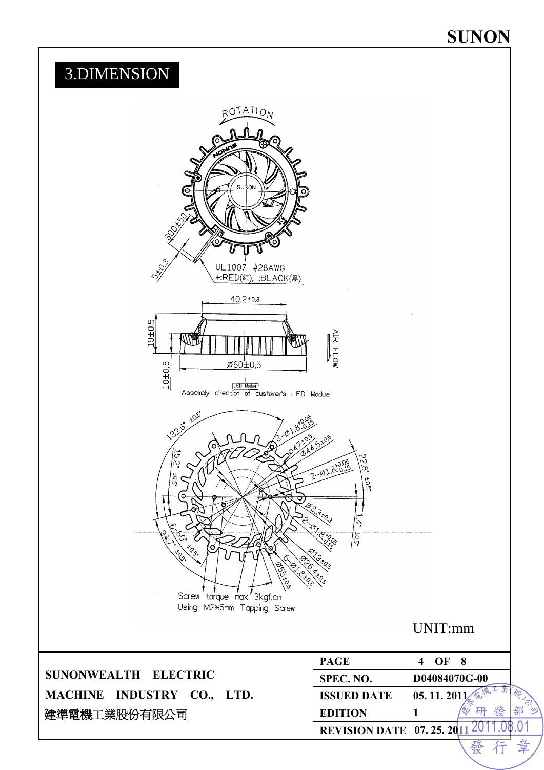# 3.DIMENSION

ROTATION

SUNON

300±50

5±0.3

UL1007 #28AWG
+:RED(紅),−:BLACK(黑)

40.2±0.3

19±0.5

10±0.5

Ø60±0.5

AIR FLOW

LED Module

Assembly direction of customer's LED Module

132.6° ±0.5°

3-Ø1.8 +0.05/−0.15

Ø47±0.5

Ø44.5±0.5

2-Ø1.8 +0.05/−0.15

22.8° ±0.5°

15.2° ±0.5°

Ø3.3±0.3

2-Ø1.8 +0.05/−0.15

1.4° ±0.5°

6-60° ±0.5°

94.7° ±0.5°

Ø19±0.5

Ø26.4±0.5

6-Ø1.8±0.3

Ø55±0.5

Screw torque max 3kgf.cm
Using M2*5mm Tapping Screw

UNIT:mm

| SUNONWEALTH ELECTRIC MACHINE INDUSTRY CO., LTD. 建準電機工業股份有限公司 | PAGE | 4 OF 8 |
|---|---|---|
| | SPEC. NO. | D04084070G-00 |
| | ISSUED DATE | 05. 11. 2011 |
| | EDITION | 1 |
| | REVISION DATE | 07. 25. 2011 |

建準電機工業(股)公司 研發部 2011.08.01 發行章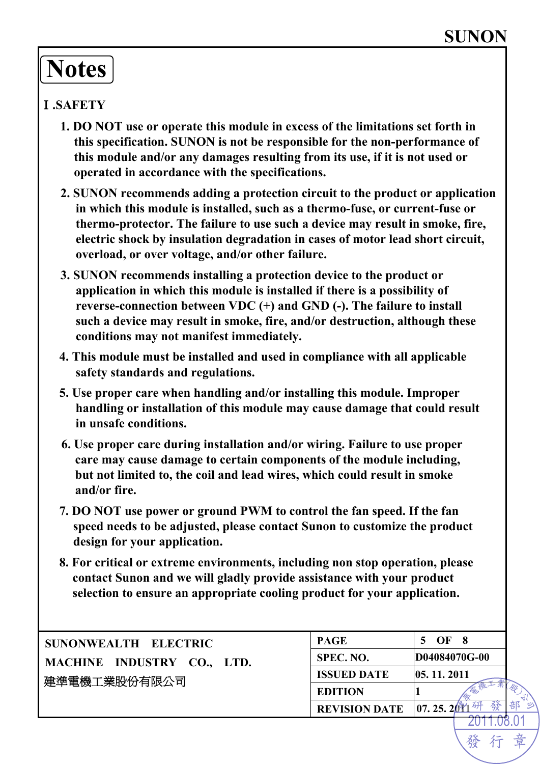# Notes

## Ⅰ.SAFETY

1. DO NOT use or operate this module in excess of the limitations set forth in this specification. SUNON is not be responsible for the non-performance of this module and/or any damages resulting from its use, if it is not used or operated in accordance with the specifications.
2. SUNON recommends adding a protection circuit to the product or application in which this module is installed, such as a thermo-fuse, or current-fuse or thermo-protector. The failure to use such a device may result in smoke, fire, electric shock by insulation degradation in cases of motor lead short circuit, overload, or over voltage, and/or other failure.
3. SUNON recommends installing a protection device to the product or application in which this module is installed if there is a possibility of reverse-connection between VDC (+) and GND (-). The failure to install such a device may result in smoke, fire, and/or destruction, although these conditions may not manifest immediately.
4. This module must be installed and used in compliance with all applicable safety standards and regulations.
5. Use proper care when handling and/or installing this module. Improper handling or installation of this module may cause damage that could result in unsafe conditions.
6. Use proper care during installation and/or wiring. Failure to use proper care may cause damage to certain components of the module including, but not limited to, the coil and lead wires, which could result in smoke and/or fire.
7. DO NOT use power or ground PWM to control the fan speed. If the fan speed needs to be adjusted, please contact Sunon to customize the product design for your application.
8. For critical or extreme environments, including non stop operation, please contact Sunon and we will gladly provide assistance with your product selection to ensure an appropriate cooling product for your application.

| SUNONWEALTH ELECTRIC MACHINE INDUSTRY CO., LTD. 建準電機工業股份有限公司 | | |
|---|---|---|
| | SPEC. NO. | D04084070G-00 |
| | ISSUED DATE | 05. 11. 2011 |
| | EDITION | 1 |
| | REVISION DATE | 07. 25. 2011 |

建準電機工業(股)公司 研發部 2011.08.01 發行章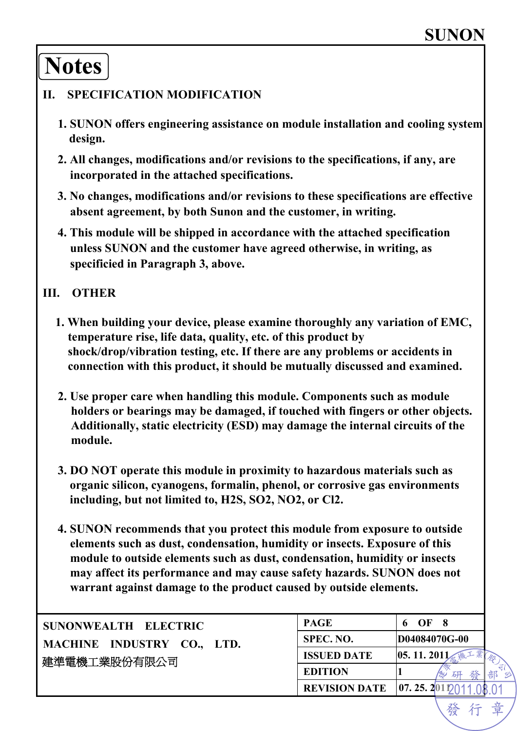# Notes

## II. SPECIFICATION MODIFICATION

1. SUNON offers engineering assistance on module installation and cooling system design.
2. All changes, modifications and/or revisions to the specifications, if any, are incorporated in the attached specifications.
3. No changes, modifications and/or revisions to these specifications are effective absent agreement, by both Sunon and the customer, in writing.
4. This module will be shipped in accordance with the attached specification unless SUNON and the customer have agreed otherwise, in writing, as specificied in Paragraph 3, above.

## III. OTHER

1. When building your device, please examine thoroughly any variation of EMC, temperature rise, life data, quality, etc. of this product by shock/drop/vibration testing, etc. If there are any problems or accidents in connection with this product, it should be mutually discussed and examined.

2. Use proper care when handling this module. Components such as module holders or bearings may be damaged, if touched with fingers or other objects. Additionally, static electricity (ESD) may damage the internal circuits of the module.

3. DO NOT operate this module in proximity to hazardous materials such as organic silicon, cyanogens, formalin, phenol, or corrosive gas environments including, but not limited to, $H_2S$, $SO_2$, $NO_2$, or $Cl_2$.

4. SUNON recommends that you protect this module from exposure to outside elements such as dust, condensation, humidity or insects. Exposure of this module to outside elements such as dust, condensation, humidity or insects may affect its performance and may cause safety hazards. SUNON does not warrant against damage to the product caused by outside elements.

| SUNONWEALTH ELECTRIC MACHINE INDUSTRY CO., LTD. 建準電機工業股份有限公司 | | |
|---|---|---|
| | PAGE | 6 OF 8 |
| | SPEC. NO. | D04084070G-00 |
| | ISSUED DATE | 05. 11. 2011 |
| | EDITION | 1 |
| | REVISION DATE | 07. 25. 2011 |

建準電機工業(股)公司 研發部 2011.08.01 發行章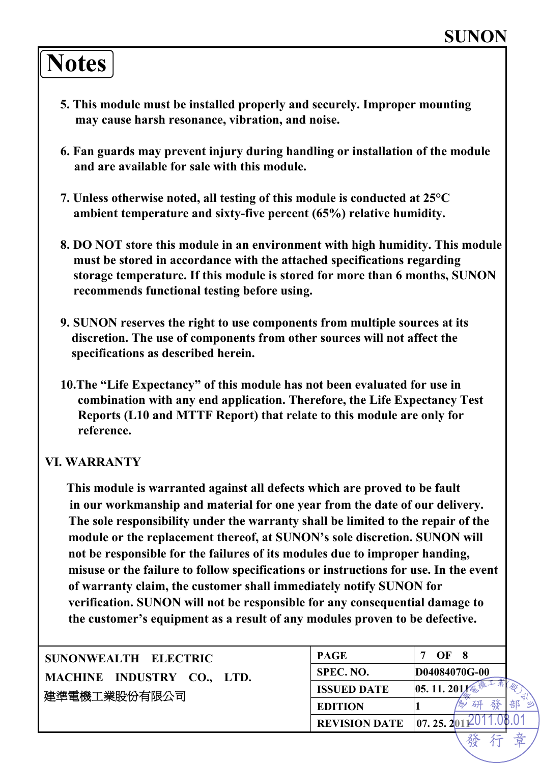# Notes

5. This module must be installed properly and securely. Improper mounting may cause harsh resonance, vibration, and noise.

6. Fan guards may prevent injury during handling or installation of the module and are available for sale with this module.

7. Unless otherwise noted, all testing of this module is conducted at 25°C ambient temperature and sixty-five percent (65%) relative humidity.

8. DO NOT store this module in an environment with high humidity. This module must be stored in accordance with the attached specifications regarding storage temperature. If this module is stored for more than 6 months, SUNON recommends functional testing before using.

9. SUNON reserves the right to use components from multiple sources at its discretion. The use of components from other sources will not affect the specifications as described herein.

10. The "Life Expectancy" of this module has not been evaluated for use in combination with any end application. Therefore, the Life Expectancy Test Reports (L10 and MTTF Report) that relate to this module are only for reference.

## VI. WARRANTY

This module is warranted against all defects which are proved to be fault in our workmanship and material for one year from the date of our delivery. The sole responsibility under the warranty shall be limited to the repair of the module or the replacement thereof, at SUNON's sole discretion. SUNON will not be responsible for the failures of its modules due to improper handing, misuse or the failure to follow specifications or instructions for use. In the event of warranty claim, the customer shall immediately notify SUNON for verification. SUNON will not be responsible for any consequential damage to the customer's equipment as a result of any modules proven to be defective.

| SUNONWEALTH ELECTRIC MACHINE INDUSTRY CO., LTD. 建準電機工業股份有限公司 | PAGE | 7 OF 8 |
|---|---|---|
| | SPEC. NO. | D04084070G-00 |
| | ISSUED DATE | 05. 11. 2011 |
| | EDITION | 1 |
| | REVISION DATE | 07. 25. 2011 |

建準電機工業(股)公司 研發部 2011.08.01 發行章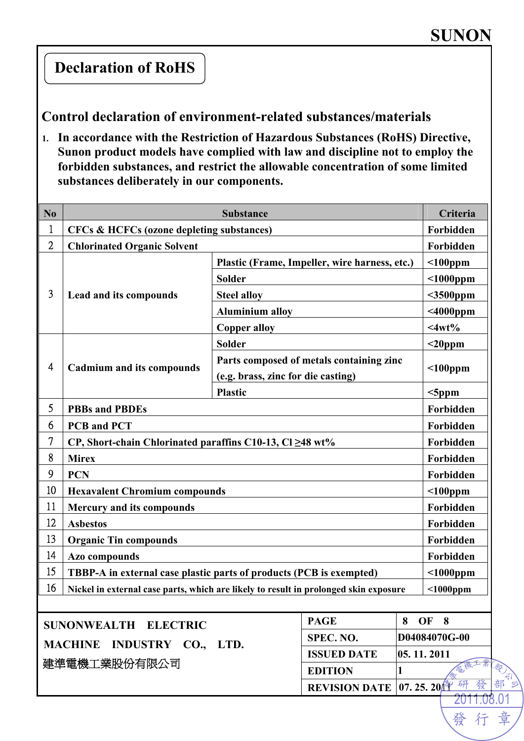SUNON

# Declaration of RoHS

## Control declaration of environment-related substances/materials

1. **In accordance with the Restriction of Hazardous Substances (RoHS) Directive, Sunon product models have complied with law and discipline not to employ the forbidden substances, and restrict the allowable concentration of some limited substances deliberately in our components.**

| No | Substance | | Criteria |
|---|---|---|---|
| 1 | CFCs & HCFCs (ozone depleting substances) | | Forbidden |
| 2 | Chlorinated Organic Solvent | | Forbidden |
| 3 | Lead and its compounds | Plastic (Frame, Impeller, wire harness, etc.) | <100ppm |
| | | Solder | <1000ppm |
| | | Steel alloy | <3500ppm |
| | | Aluminium alloy | <4000ppm |
| | | Copper alloy | <4wt% |
| 4 | Cadmium and its compounds | Solder | <20ppm |
| | | Parts composed of metals containing zinc (e.g. brass, zinc for die casting) | <100ppm |
| | | Plastic | <5ppm |
| 5 | PBBs and PBDEs | | Forbidden |
| 6 | PCB and PCT | | Forbidden |
| 7 | CP, Short-chain Chlorinated paraffins C10-13, Cl ≥48 wt% | | Forbidden |
| 8 | Mirex | | Forbidden |
| 9 | PCN | | Forbidden |
| 10 | Hexavalent Chromium compounds | | <100ppm |
| 11 | Mercury and its compounds | | Forbidden |
| 12 | Asbestos | | Forbidden |
| 13 | Organic Tin compounds | | Forbidden |
| 14 | Azo compounds | | Forbidden |
| 15 | TBBP-A in external case plastic parts of products (PCB is exempted) | | <1000ppm |
| 16 | Nickel in external case parts, which are likely to result in prolonged skin exposure | | <1000ppm |

| SUNONWEALTH ELECTRIC MACHINE INDUSTRY CO., LTD. 建準電機工業股份有限公司 | PAGE | 8 OF 8 |
|---|---|---|
| | SPEC. NO. | D04084070G-00 |
| | ISSUED DATE | 05. 11. 2011 |
| | EDITION | 1 |
| | REVISION DATE | 07. 25. 2011 |

建準電機工業(股)公司 研發部 2011.08.01 發行章